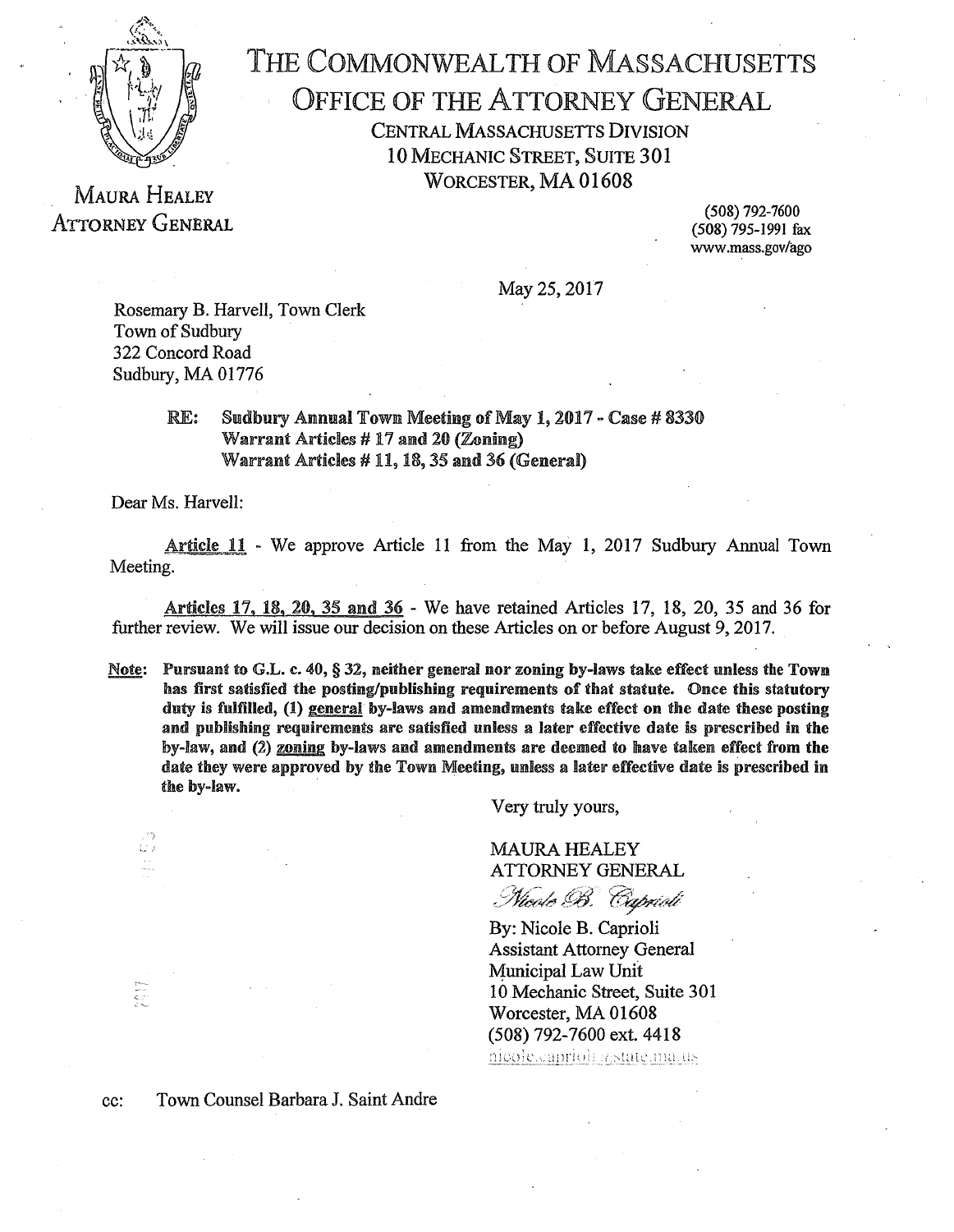# THE COMMONWEALTH OF MASSACHUSETTS
## OFFICE OF THE ATTORNEY GENERAL

CENTRAL MASSACHUSETTS DIVISION
10 MECHANIC STREET, SUITE 301
WORCESTER, MA 01608

MAURA HEALEY
ATTORNEY GENERAL

(508) 792-7600
(508) 795-1991 fax
www.mass.gov/ago

May 25, 2017

Rosemary B. Harvell, Town Clerk
Town of Sudbury
322 Concord Road
Sudbury, MA 01776

**RE: Sudbury Annual Town Meeting of May 1, 2017 - Case # 8330**
**Warrant Articles # 17 and 20 (Zoning)**
**Warrant Articles # 11, 18, 35 and 36 (General)**

Dear Ms. Harvell:

Article 11 - We approve Article 11 from the May 1, 2017 Sudbury Annual Town Meeting.

Articles 17, 18, 20, 35 and 36 - We have retained Articles 17, 18, 20, 35 and 36 for further review. We will issue our decision on these Articles on or before August 9, 2017.

Note: **Pursuant to G.L. c. 40, § 32, neither general nor zoning by-laws take effect unless the Town has first satisfied the posting/publishing requirements of that statute. Once this statutory duty is fulfilled, (1) general by-laws and amendments take effect on the date these posting and publishing requirements are satisfied unless a later effective date is prescribed in the by-law, and (2) zoning by-laws and amendments are deemed to have taken effect from the date they were approved by the Town Meeting, unless a later effective date is prescribed in the by-law.**

Very truly yours,

MAURA HEALEY
ATTORNEY GENERAL

*Nicole B. Caprioli*

By: Nicole B. Caprioli
Assistant Attorney General
Municipal Law Unit
10 Mechanic Street, Suite 301
Worcester, MA 01608
(508) 792-7600 ext. 4418
nicole.caprioli@state.ma.us

cc: Town Counsel Barbara J. Saint Andre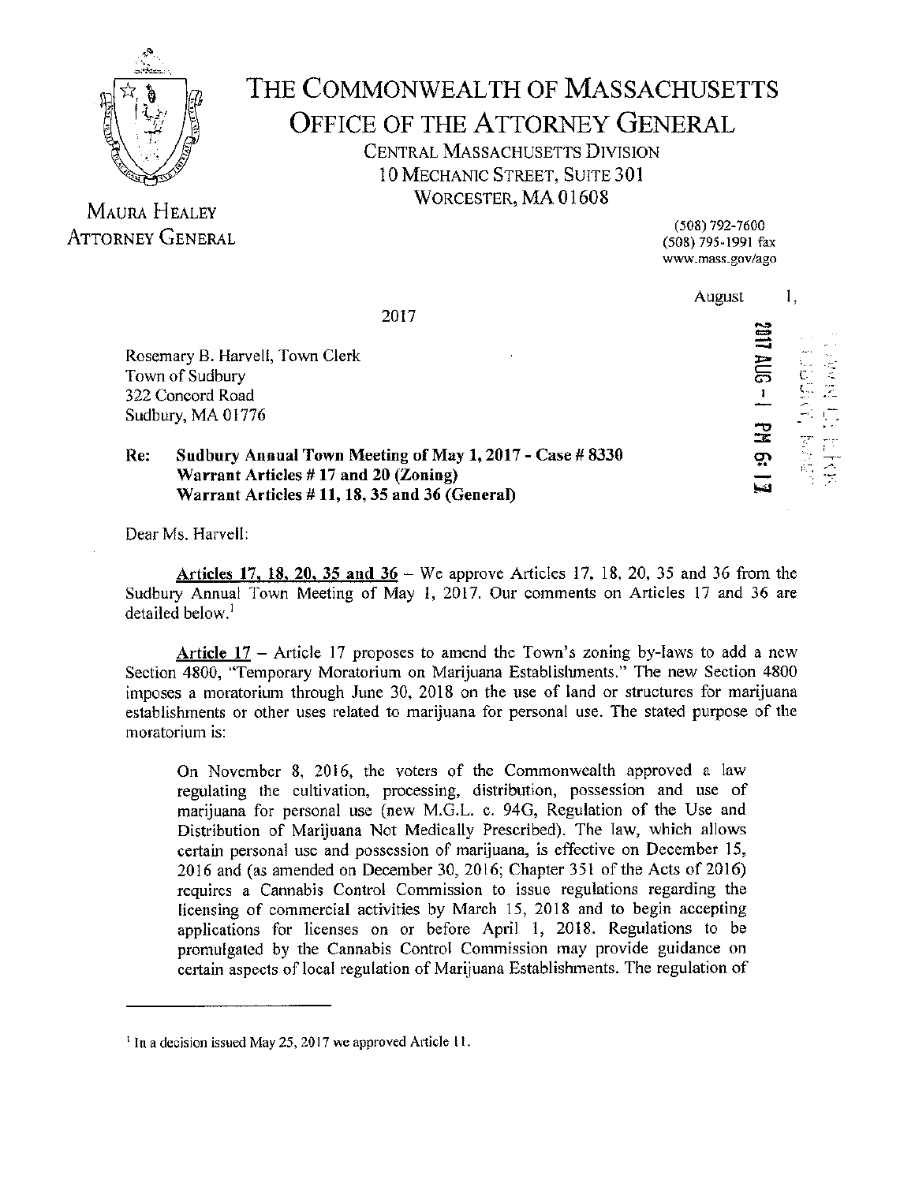# THE COMMONWEALTH OF MASSACHUSETTS
## OFFICE OF THE ATTORNEY GENERAL
CENTRAL MASSACHUSETTS DIVISION
10 MECHANIC STREET, SUITE 301
WORCESTER, MA 01608

MAURA HEALEY
ATTORNEY GENERAL

(508) 792-7600
(508) 795-1991 fax
www.mass.gov/ago

August 1, 2017

2017 AUG -1 PM 6:13

Rosemary B. Harvell, Town Clerk
Town of Sudbury
322 Concord Road
Sudbury, MA 01776

**Re: Sudbury Annual Town Meeting of May 1, 2017 - Case # 8330**
**Warrant Articles # 17 and 20 (Zoning)**
**Warrant Articles # 11, 18, 35 and 36 (General)**

Dear Ms. Harvell:

**Articles 17, 18, 20, 35 and 36** – We approve Articles 17, 18, 20, 35 and 36 from the Sudbury Annual Town Meeting of May 1, 2017. Our comments on Articles 17 and 36 are detailed below.[1]

**Article 17** – Article 17 proposes to amend the Town's zoning by-laws to add a new Section 4800, "Temporary Moratorium on Marijuana Establishments." The new Section 4800 imposes a moratorium through June 30, 2018 on the use of land or structures for marijuana establishments or other uses related to marijuana for personal use. The stated purpose of the moratorium is:

> On November 8, 2016, the voters of the Commonwealth approved a law regulating the cultivation, processing, distribution, possession and use of marijuana for personal use (new M.G.L. c. 94G, Regulation of the Use and Distribution of Marijuana Not Medically Prescribed). The law, which allows certain personal use and possession of marijuana, is effective on December 15, 2016 and (as amended on December 30, 2016; Chapter 351 of the Acts of 2016) requires a Cannabis Control Commission to issue regulations regarding the licensing of commercial activities by March 15, 2018 and to begin accepting applications for licenses on or before April 1, 2018. Regulations to be promulgated by the Cannabis Control Commission may provide guidance on certain aspects of local regulation of Marijuana Establishments. The regulation of

[1] In a decision issued May 25, 2017 we approved Article 11.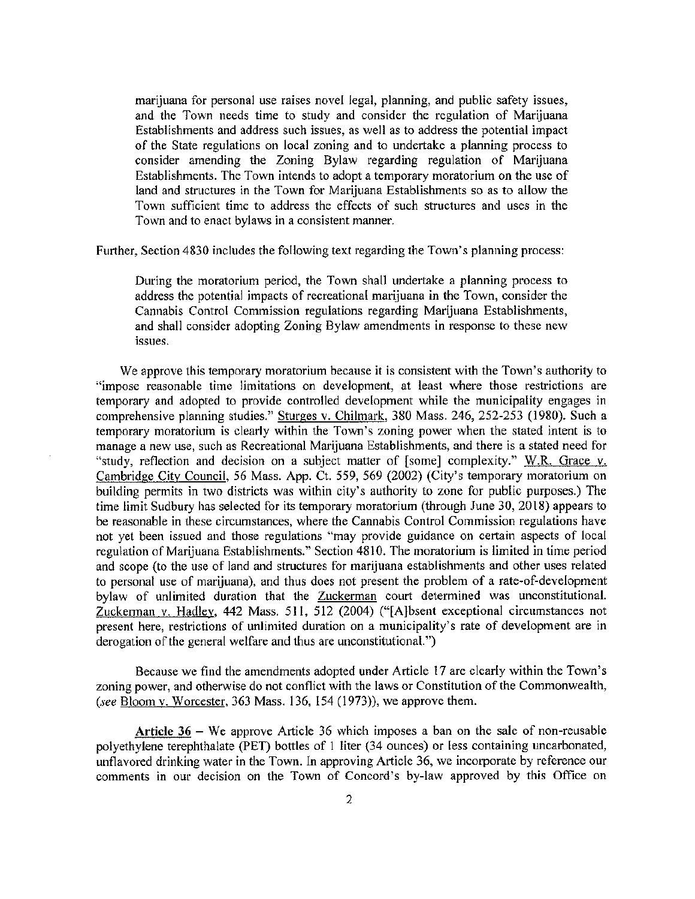> marijuana for personal use raises novel legal, planning, and public safety issues, and the Town needs time to study and consider the regulation of Marijuana Establishments and address such issues, as well as to address the potential impact of the State regulations on local zoning and to undertake a planning process to consider amending the Zoning Bylaw regarding regulation of Marijuana Establishments. The Town intends to adopt a temporary moratorium on the use of land and structures in the Town for Marijuana Establishments so as to allow the Town sufficient time to address the effects of such structures and uses in the Town and to enact bylaws in a consistent manner.

Further, Section 4830 includes the following text regarding the Town's planning process:

> During the moratorium period, the Town shall undertake a planning process to address the potential impacts of recreational marijuana in the Town, consider the Cannabis Control Commission regulations regarding Marijuana Establishments, and shall consider adopting Zoning Bylaw amendments in response to these new issues.

We approve this temporary moratorium because it is consistent with the Town's authority to "impose reasonable time limitations on development, at least where those restrictions are temporary and adopted to provide controlled development while the municipality engages in comprehensive planning studies." Sturges v. Chilmark, 380 Mass. 246, 252-253 (1980). Such a temporary moratorium is clearly within the Town's zoning power when the stated intent is to manage a new use, such as Recreational Marijuana Establishments, and there is a stated need for "study, reflection and decision on a subject matter of [some] complexity." W.R. Grace v. Cambridge City Council, 56 Mass. App. Ct. 559, 569 (2002) (City's temporary moratorium on building permits in two districts was within city's authority to zone for public purposes.) The time limit Sudbury has selected for its temporary moratorium (through June 30, 2018) appears to be reasonable in these circumstances, where the Cannabis Control Commission regulations have not yet been issued and those regulations "may provide guidance on certain aspects of local regulation of Marijuana Establishments." Section 4810. The moratorium is limited in time period and scope (to the use of land and structures for marijuana establishments and other uses related to personal use of marijuana), and thus does not present the problem of a rate-of-development bylaw of unlimited duration that the Zuckerman court determined was unconstitutional. Zuckerman v. Hadley, 442 Mass. 511, 512 (2004) ("[A]bsent exceptional circumstances not present here, restrictions of unlimited duration on a municipality's rate of development are in derogation of the general welfare and thus are unconstitutional.")

Because we find the amendments adopted under Article 17 are clearly within the Town's zoning power, and otherwise do not conflict with the laws or Constitution of the Commonwealth, (*see* Bloom v. Worcester, 363 Mass. 136, 154 (1973)), we approve them.

**Article 36** – We approve Article 36 which imposes a ban on the sale of non-reusable polyethylene terephthalate (PET) bottles of 1 liter (34 ounces) or less containing uncarbonated, unflavored drinking water in the Town. In approving Article 36, we incorporate by reference our comments in our decision on the Town of Concord's by-law approved by this Office on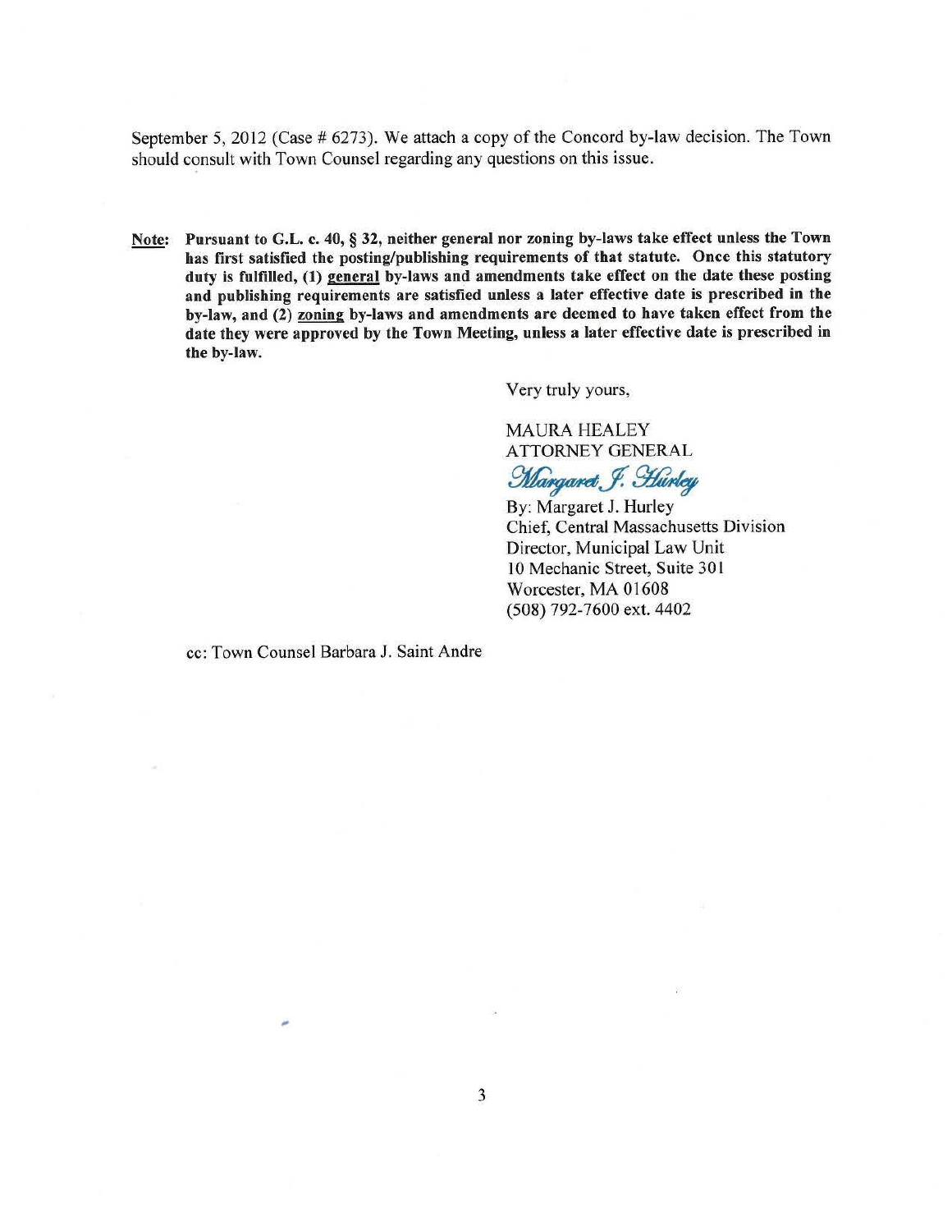September 5, 2012 (Case # 6273). We attach a copy of the Concord by-law decision. The Town should consult with Town Counsel regarding any questions on this issue.

**Note: Pursuant to G.L. c. 40, § 32, neither general nor zoning by-laws take effect unless the Town has first satisfied the posting/publishing requirements of that statute. Once this statutory duty is fulfilled, (1) <u>general</u> by-laws and amendments take effect on the date these posting and publishing requirements are satisfied unless a later effective date is prescribed in the by-law, and (2) <u>zoning</u> by-laws and amendments are deemed to have taken effect from the date they were approved by the Town Meeting, unless a later effective date is prescribed in the by-law.**

Very truly yours,

MAURA HEALEY
ATTORNEY GENERAL

*Margaret J. Hurley*

By: Margaret J. Hurley
Chief, Central Massachusetts Division
Director, Municipal Law Unit
10 Mechanic Street, Suite 301
Worcester, MA 01608
(508) 792-7600 ext. 4402

cc: Town Counsel Barbara J. Saint Andre